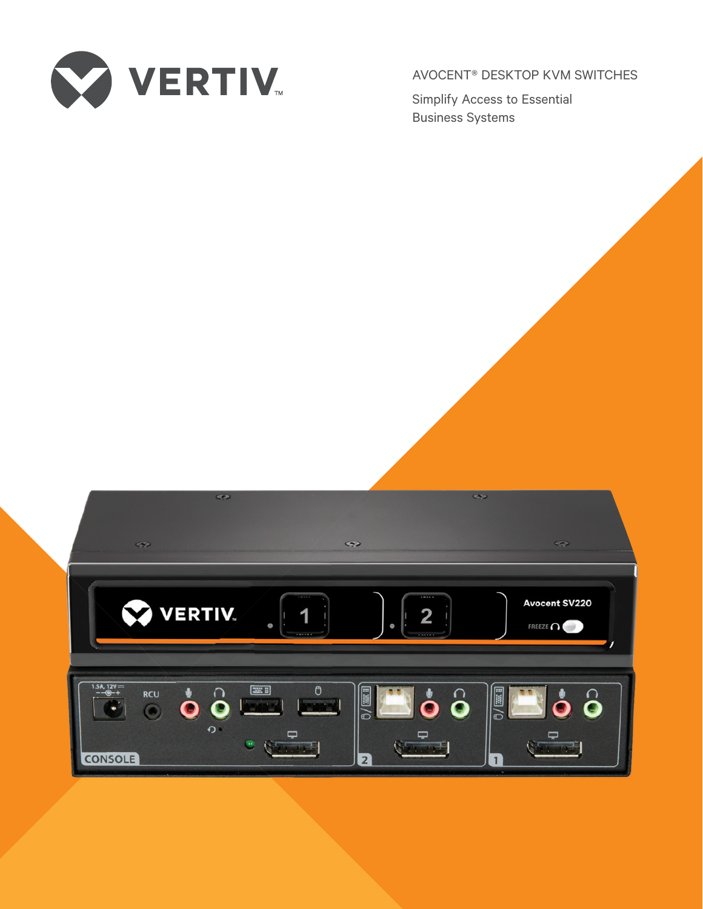VERTIV

AVOCENT® DESKTOP KVM SWITCHES

Simplify Access to Essential Business Systems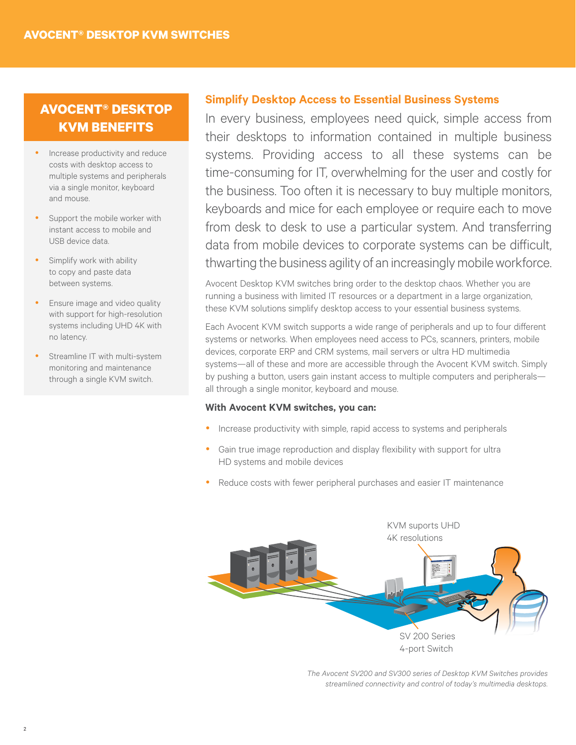## AVOCENT® DESKTOP KVM BENEFITS

- Increase productivity and reduce costs with desktop access to multiple systems and peripherals via a single monitor, keyboard and mouse.
- Support the mobile worker with instant access to mobile and USB device data.
- Simplify work with ability to copy and paste data between systems.
- Ensure image and video quality with support for high-resolution systems including UHD 4K with no latency.
- Streamline IT with multi-system monitoring and maintenance through a single KVM switch.

## Simplify Desktop Access to Essential Business Systems

In every business, employees need quick, simple access from their desktops to information contained in multiple business systems. Providing access to all these systems can be time-consuming for IT, overwhelming for the user and costly for the business. Too often it is necessary to buy multiple monitors, keyboards and mice for each employee or require each to move from desk to desk to use a particular system. And transferring data from mobile devices to corporate systems can be difficult, thwarting the business agility of an increasingly mobile workforce.

Avocent Desktop KVM switches bring order to the desktop chaos. Whether you are running a business with limited IT resources or a department in a large organization, these KVM solutions simplify desktop access to your essential business systems.

Each Avocent KVM switch supports a wide range of peripherals and up to four different systems or networks. When employees need access to PCs, scanners, printers, mobile devices, corporate ERP and CRM systems, mail servers or ultra HD multimedia systems—all of these and more are accessible through the Avocent KVM switch. Simply by pushing a button, users gain instant access to multiple computers and peripherals—all through a single monitor, keyboard and mouse.

**With Avocent KVM switches, you can:**

- Increase productivity with simple, rapid access to systems and peripherals
- Gain true image reproduction and display flexibility with support for ultra HD systems and mobile devices
- Reduce costs with fewer peripheral purchases and easier IT maintenance

KVM suports UHD 4K resolutions

SV 200 Series 4-port Switch

*The Avocent SV200 and SV300 series of Desktop KVM Switches provides streamlined connectivity and control of today's multimedia desktops.*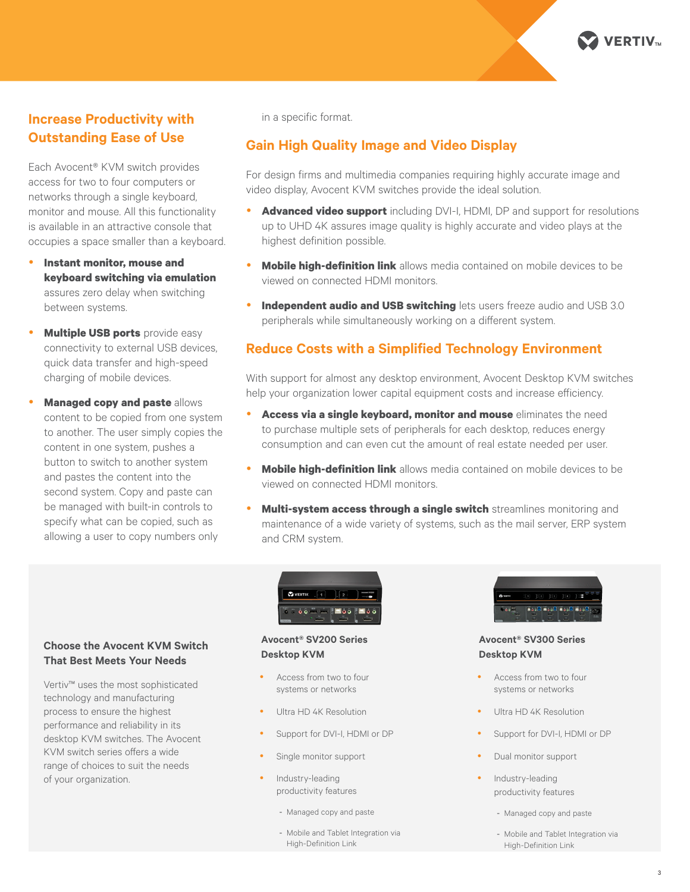## Increase Productivity with Outstanding Ease of Use

Each Avocent® KVM switch provides access for two to four computers or networks through a single keyboard, monitor and mouse. All this functionality is available in an attractive console that occupies a space smaller than a keyboard.

- **Instant monitor, mouse and keyboard switching via emulation** assures zero delay when switching between systems.
- **Multiple USB ports** provide easy connectivity to external USB devices, quick data transfer and high-speed charging of mobile devices.
- **Managed copy and paste** allows content to be copied from one system to another. The user simply copies the content in one system, pushes a button to switch to another system and pastes the content into the second system. Copy and paste can be managed with built-in controls to specify what can be copied, such as allowing a user to copy numbers only in a specific format.

## Gain High Quality Image and Video Display

For design firms and multimedia companies requiring highly accurate image and video display, Avocent KVM switches provide the ideal solution.

- **Advanced video support** including DVI-I, HDMI, DP and support for resolutions up to UHD 4K assures image quality is highly accurate and video plays at the highest definition possible.
- **Mobile high-definition link** allows media contained on mobile devices to be viewed on connected HDMI monitors.
- **Independent audio and USB switching** lets users freeze audio and USB 3.0 peripherals while simultaneously working on a different system.

## Reduce Costs with a Simplified Technology Environment

With support for almost any desktop environment, Avocent Desktop KVM switches help your organization lower capital equipment costs and increase efficiency.

- **Access via a single keyboard, monitor and mouse** eliminates the need to purchase multiple sets of peripherals for each desktop, reduces energy consumption and can even cut the amount of real estate needed per user.
- **Mobile high-definition link** allows media contained on mobile devices to be viewed on connected HDMI monitors.
- **Multi-system access through a single switch** streamlines monitoring and maintenance of a wide variety of systems, such as the mail server, ERP system and CRM system.

### Choose the Avocent KVM Switch That Best Meets Your Needs

Vertiv™ uses the most sophisticated technology and manufacturing process to ensure the highest performance and reliability in its desktop KVM switches. The Avocent KVM switch series offers a wide range of choices to suit the needs of your organization.

### Avocent® SV200 Series Desktop KVM

- Access from two to four systems or networks
- Ultra HD 4K Resolution
- Support for DVI-I, HDMI or DP
- Single monitor support
- Industry-leading productivity features
  - Managed copy and paste
  - Mobile and Tablet Integration via High-Definition Link

### Avocent® SV300 Series Desktop KVM

- Access from two to four systems or networks
- Ultra HD 4K Resolution
- Support for DVI-I, HDMI or DP
- Dual monitor support
- Industry-leading productivity features
  - Managed copy and paste
  - Mobile and Tablet Integration via High-Definition Link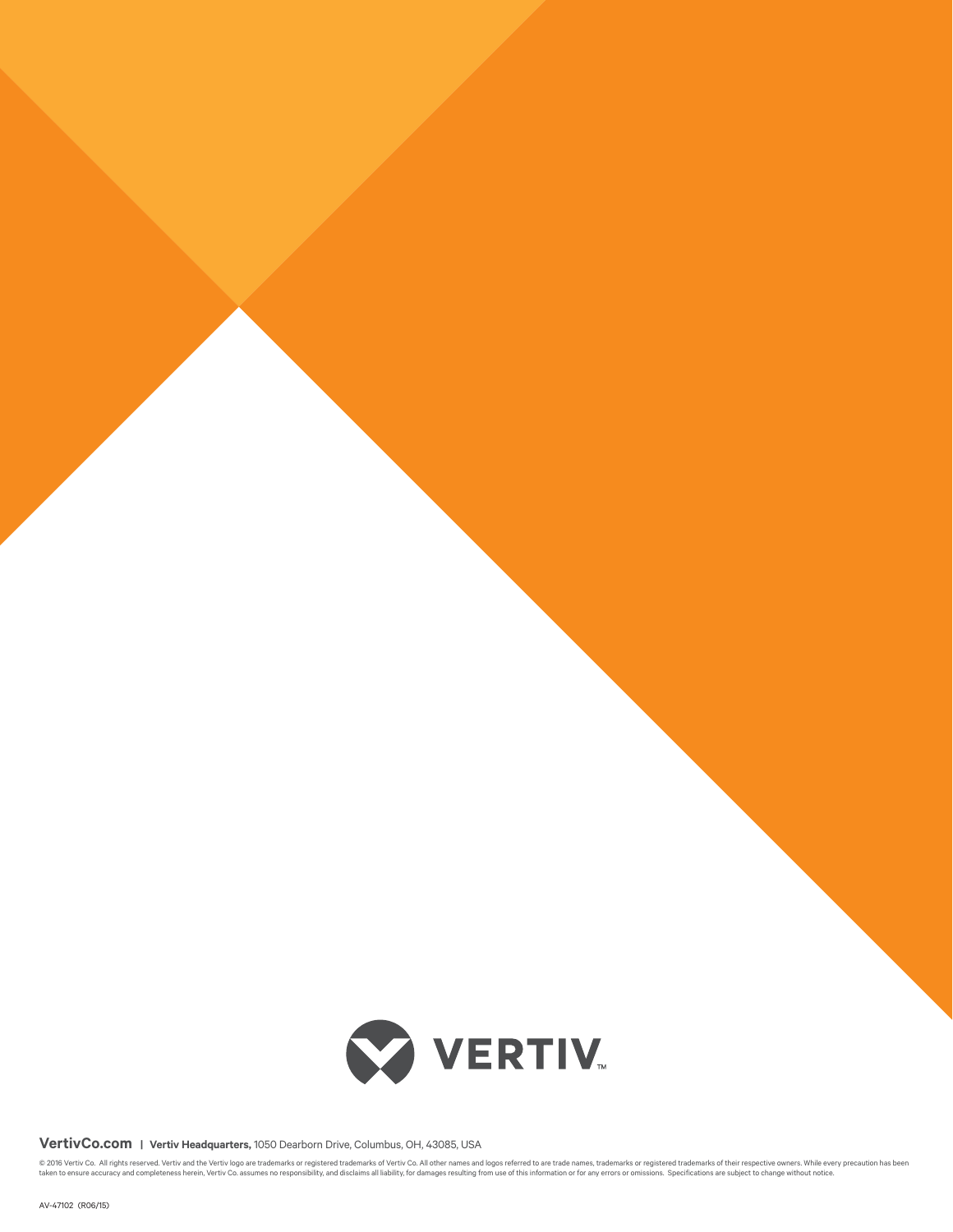VERTIV™

**VertivCo.com** | **Vertiv Headquarters,** 1050 Dearborn Drive, Columbus, OH, 43085, USA

© 2016 Vertiv Co. All rights reserved. Vertiv and the Vertiv logo are trademarks or registered trademarks of Vertiv Co. All other names and logos referred to are trade names, trademarks or registered trademarks of their respective owners. While every precaution has been taken to ensure accuracy and completeness herein, Vertiv Co. assumes no responsibility, and disclaims all liability, for damages resulting from use of this information or for any errors or omissions. Specifications are subject to change without notice.

AV-47102 (R06/15)